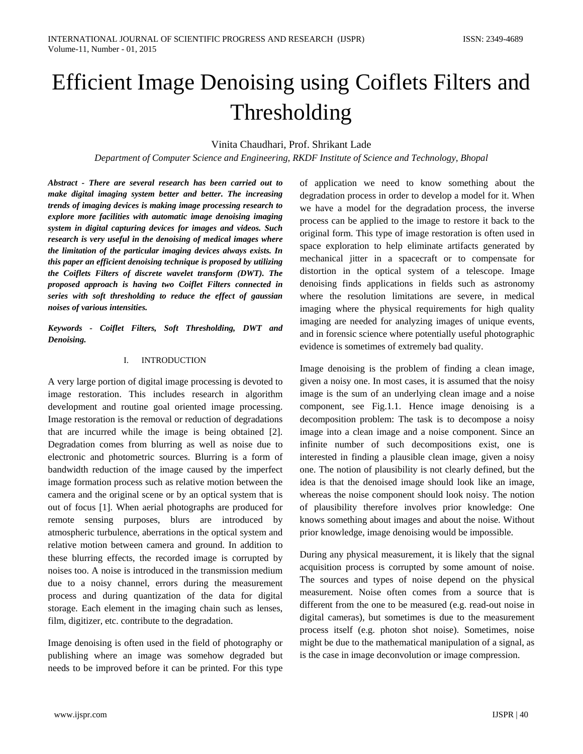# Efficient Image Denoising using Coiflets Filters and Thresholding

Vinita Chaudhari, Prof. Shrikant Lade

*Department of Computer Science and Engineering, RKDF Institute of Science and Technology, Bhopal*

***Abstract - There are several research has been carried out to make digital imaging system better and better. The increasing trends of imaging devices is making image processing research to explore more facilities with automatic image denoising imaging system in digital capturing devices for images and videos. Such research is very useful in the denoising of medical images where the limitation of the particular imaging devices always exists. In this paper an efficient denoising technique is proposed by utilizing the Coiflets Filters of discrete wavelet transform (DWT). The proposed approach is having two Coiflet Filters connected in series with soft thresholding to reduce the effect of gaussian noises of various intensities.***

***Keywords - Coiflet Filters, Soft Thresholding, DWT and Denoising.***

## I. INTRODUCTION

A very large portion of digital image processing is devoted to image restoration. This includes research in algorithm development and routine goal oriented image processing. Image restoration is the removal or reduction of degradations that are incurred while the image is being obtained [2]. Degradation comes from blurring as well as noise due to electronic and photometric sources. Blurring is a form of bandwidth reduction of the image caused by the imperfect image formation process such as relative motion between the camera and the original scene or by an optical system that is out of focus [1]. When aerial photographs are produced for remote sensing purposes, blurs are introduced by atmospheric turbulence, aberrations in the optical system and relative motion between camera and ground. In addition to these blurring effects, the recorded image is corrupted by noises too. A noise is introduced in the transmission medium due to a noisy channel, errors during the measurement process and during quantization of the data for digital storage. Each element in the imaging chain such as lenses, film, digitizer, etc. contribute to the degradation.

Image denoising is often used in the field of photography or publishing where an image was somehow degraded but needs to be improved before it can be printed. For this type of application we need to know something about the degradation process in order to develop a model for it. When we have a model for the degradation process, the inverse process can be applied to the image to restore it back to the original form. This type of image restoration is often used in space exploration to help eliminate artifacts generated by mechanical jitter in a spacecraft or to compensate for distortion in the optical system of a telescope. Image denoising finds applications in fields such as astronomy where the resolution limitations are severe, in medical imaging where the physical requirements for high quality imaging are needed for analyzing images of unique events, and in forensic science where potentially useful photographic evidence is sometimes of extremely bad quality.

Image denoising is the problem of finding a clean image, given a noisy one. In most cases, it is assumed that the noisy image is the sum of an underlying clean image and a noise component, see Fig.1.1. Hence image denoising is a decomposition problem: The task is to decompose a noisy image into a clean image and a noise component. Since an infinite number of such decompositions exist, one is interested in finding a plausible clean image, given a noisy one. The notion of plausibility is not clearly defined, but the idea is that the denoised image should look like an image, whereas the noise component should look noisy. The notion of plausibility therefore involves prior knowledge: One knows something about images and about the noise. Without prior knowledge, image denoising would be impossible.

During any physical measurement, it is likely that the signal acquisition process is corrupted by some amount of noise. The sources and types of noise depend on the physical measurement. Noise often comes from a source that is different from the one to be measured (e.g. read-out noise in digital cameras), but sometimes is due to the measurement process itself (e.g. photon shot noise). Sometimes, noise might be due to the mathematical manipulation of a signal, as is the case in image deconvolution or image compression.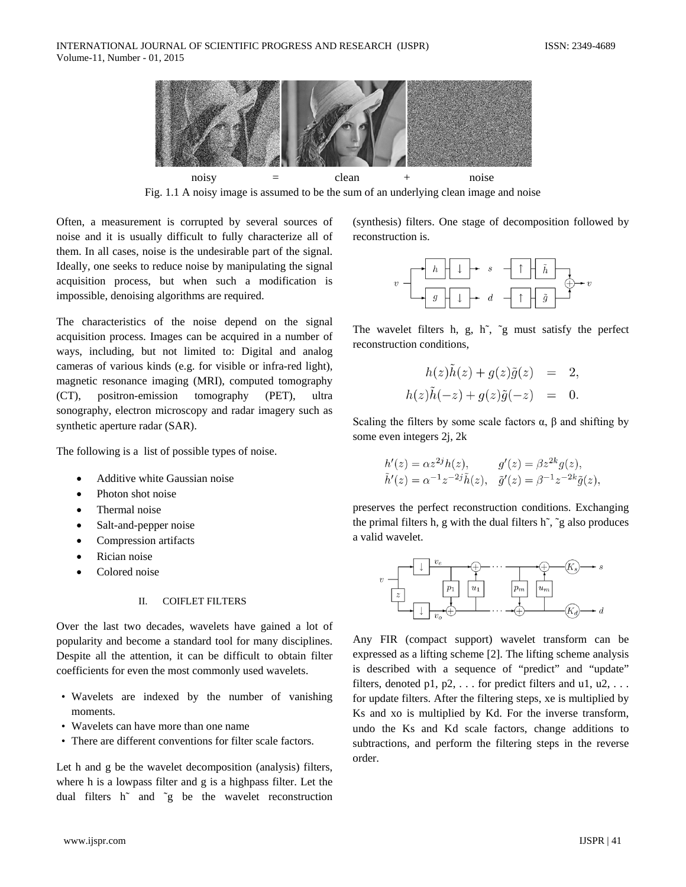noisy = clean + noise

Fig. 1.1 A noisy image is assumed to be the sum of an underlying clean image and noise

Often, a measurement is corrupted by several sources of noise and it is usually difficult to fully characterize all of them. In all cases, noise is the undesirable part of the signal. Ideally, one seeks to reduce noise by manipulating the signal acquisition process, but when such a modification is impossible, denoising algorithms are required.

The characteristics of the noise depend on the signal acquisition process. Images can be acquired in a number of ways, including, but not limited to: Digital and analog cameras of various kinds (e.g. for visible or infra-red light), magnetic resonance imaging (MRI), computed tomography (CT), positron-emission tomography (PET), ultra sonography, electron microscopy and radar imagery such as synthetic aperture radar (SAR).

The following is a list of possible types of noise.

- Additive white Gaussian noise
- Photon shot noise
- Thermal noise
- Salt-and-pepper noise
- Compression artifacts
- Rician noise
- Colored noise

## II. COIFLET FILTERS

Over the last two decades, wavelets have gained a lot of popularity and become a standard tool for many disciplines. Despite all the attention, it can be difficult to obtain filter coefficients for even the most commonly used wavelets.

- Wavelets are indexed by the number of vanishing moments.
- Wavelets can have more than one name
- There are different conventions for filter scale factors.

Let h and g be the wavelet decomposition (analysis) filters, where h is a lowpass filter and g is a highpass filter. Let the dual filters h˜ and ˜g be the wavelet reconstruction (synthesis) filters. One stage of decomposition followed by reconstruction is.

The wavelet filters h, g, h˜, ˜g must satisfy the perfect reconstruction conditions,

$$
\begin{aligned}
h(z)\tilde{h}(z) + g(z)\tilde{g}(z) &= 2, \\
h(z)\tilde{h}(-z) + g(z)\tilde{g}(-z) &= 0.
\end{aligned}
$$

Scaling the filters by some scale factors α, β and shifting by some even integers 2j, 2k

$$
\begin{aligned}
h'(z) &= \alpha z^{2j} h(z), & g'(z) &= \beta z^{2k} g(z), \\
\tilde{h}'(z) &= \alpha^{-1} z^{-2j} \tilde{h}(z), & \tilde{g}'(z) &= \beta^{-1} z^{-2k} \tilde{g}(z),
\end{aligned}
$$

preserves the perfect reconstruction conditions. Exchanging the primal filters h, g with the dual filters h˜, ˜g also produces a valid wavelet.

Any FIR (compact support) wavelet transform can be expressed as a lifting scheme [2]. The lifting scheme analysis is described with a sequence of "predict" and "update" filters, denoted p1, p2, . . . for predict filters and u1, u2, . . . for update filters. After the filtering steps, xe is multiplied by Ks and xo is multiplied by Kd. For the inverse transform, undo the Ks and Kd scale factors, change additions to subtractions, and perform the filtering steps in the reverse order.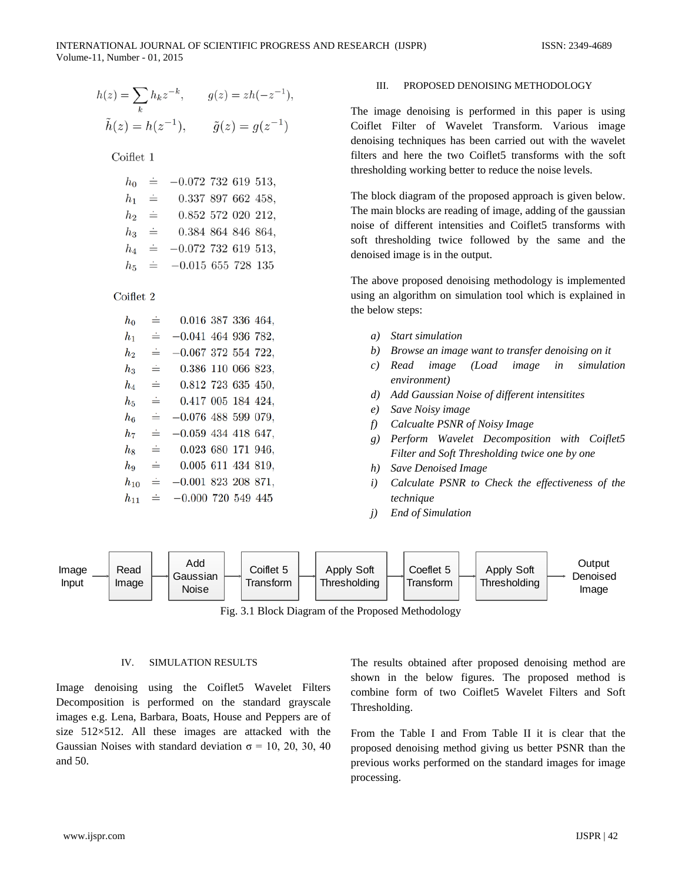$$h(z) = \sum_k h_k z^{-k}, \qquad g(z) = zh(-z^{-1}),$$

$$\tilde{h}(z) = h(z^{-1}), \qquad \tilde{g}(z) = g(z^{-1})$$

Coiflet 1

$$\begin{aligned}
h_0 &\doteq -0.072\ 732\ 619\ 513, \\
h_1 &\doteq 0.337\ 897\ 662\ 458, \\
h_2 &\doteq 0.852\ 572\ 020\ 212, \\
h_3 &\doteq 0.384\ 864\ 846\ 864, \\
h_4 &\doteq -0.072\ 732\ 619\ 513, \\
h_5 &\doteq -0.015\ 655\ 728\ 135
\end{aligned}$$

Coiflet 2

$$\begin{aligned}
h_0 &\doteq 0.016\ 387\ 336\ 464, \\
h_1 &\doteq -0.041\ 464\ 936\ 782, \\
h_2 &\doteq -0.067\ 372\ 554\ 722, \\
h_3 &\doteq 0.386\ 110\ 066\ 823, \\
h_4 &\doteq 0.812\ 723\ 635\ 450, \\
h_5 &\doteq 0.417\ 005\ 184\ 424, \\
h_6 &\doteq -0.076\ 488\ 599\ 079, \\
h_7 &\doteq -0.059\ 434\ 418\ 647, \\
h_8 &\doteq 0.023\ 680\ 171\ 946, \\
h_9 &\doteq 0.005\ 611\ 434\ 819, \\
h_{10} &\doteq -0.001\ 823\ 208\ 871, \\
h_{11} &\doteq -0.000\ 720\ 549\ 445
\end{aligned}$$

## III. PROPOSED DENOISING METHODOLOGY

The image denoising is performed in this paper is using Coiflet Filter of Wavelet Transform. Various image denoising techniques has been carried out with the wavelet filters and here the two Coiflet5 transforms with the soft thresholding working better to reduce the noise levels.

The block diagram of the proposed approach is given below. The main blocks are reading of image, adding of the gaussian noise of different intensities and Coiflet5 transforms with soft thresholding twice followed by the same and the denoised image is in the output.

The above proposed denoising methodology is implemented using an algorithm on simulation tool which is explained in the below steps:

a) *Start simulation*
b) *Browse an image want to transfer denoising on it*
c) *Read image (Load image in simulation environment)*
d) *Add Gaussian Noise of different intensitites*
e) *Save Noisy image*
f) *Calcualte PSNR of Noisy Image*
g) *Perform Wavelet Decomposition with Coiflet5 Filter and Soft Thresholding twice one by one*
h) *Save Denoised Image*
i) *Calculate PSNR to Check the effectiveness of the technique*
j) *End of Simulation*

Image Input → Read Image → Add Gaussian Noise → Coiflet 5 Transform → Apply Soft Thresholding → Coeflet 5 Transform → Apply Soft Thresholding → Output Denoised Image

Fig. 3.1 Block Diagram of the Proposed Methodology

## IV. SIMULATION RESULTS

Image denoising using the Coiflet5 Wavelet Filters Decomposition is performed on the standard grayscale images e.g. Lena, Barbara, Boats, House and Peppers are of size 512×512. All these images are attacked with the Gaussian Noises with standard deviation $\sigma$ = 10, 20, 30, 40 and 50.

The results obtained after proposed denoising method are shown in the below figures. The proposed method is combine form of two Coiflet5 Wavelet Filters and Soft Thresholding.

From the Table I and From Table II it is clear that the proposed denoising method giving us better PSNR than the previous works performed on the standard images for image processing.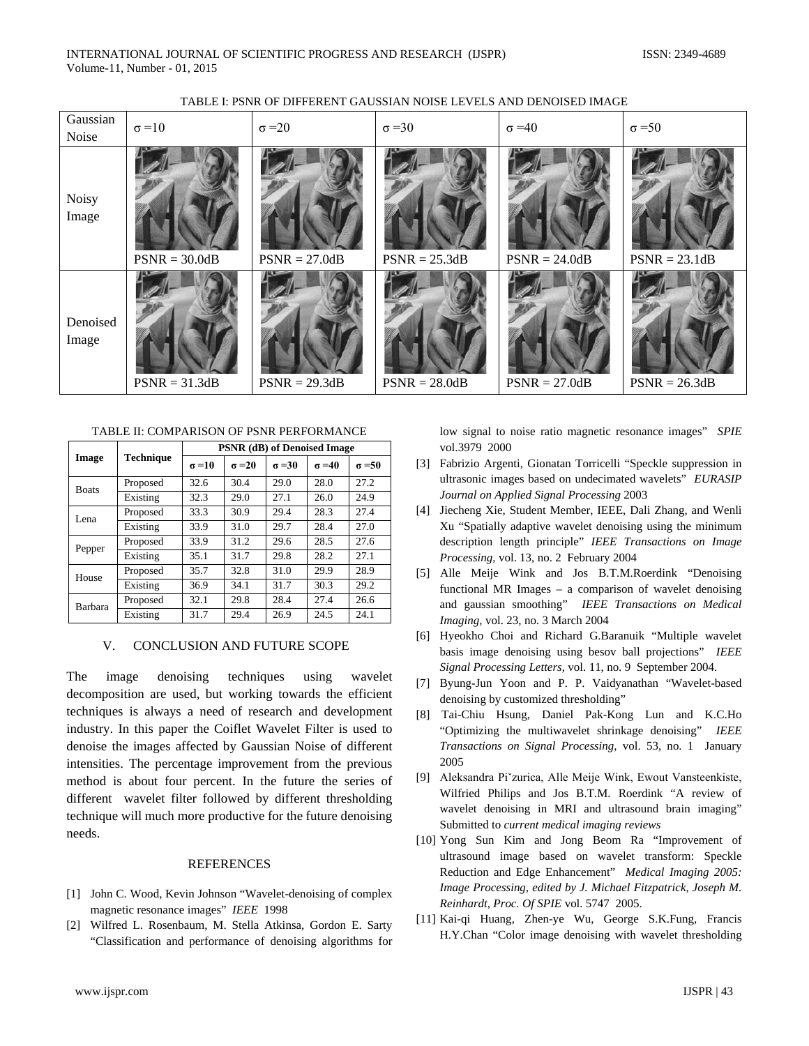TABLE I: PSNR OF DIFFERENT GAUSSIAN NOISE LEVELS AND DENOISED IMAGE

| Gaussian Noise | σ =10 | σ =20 | σ =30 | σ =40 | σ =50 |
|---|---|---|---|---|---|
| Noisy Image | PSNR = 30.0dB | PSNR = 27.0dB | PSNR = 25.3dB | PSNR = 24.0dB | PSNR = 23.1dB |
| Denoised Image | PSNR = 31.3dB | PSNR = 29.3dB | PSNR = 28.0dB | PSNR = 27.0dB | PSNR = 26.3dB |

TABLE II: COMPARISON OF PSNR PERFORMANCE

| Image | Technique | PSNR (dB) of Denoised Image | | | | |
|---|---|---|---|---|---|---|
| | | σ =10 | σ =20 | σ =30 | σ =40 | σ =50 |
| Boats | Proposed | 32.6 | 30.4 | 29.0 | 28.0 | 27.2 |
| | Existing | 32.3 | 29.0 | 27.1 | 26.0 | 24.9 |
| Lena | Proposed | 33.3 | 30.9 | 29.4 | 28.3 | 27.4 |
| | Existing | 33.9 | 31.0 | 29.7 | 28.4 | 27.0 |
| Pepper | Proposed | 33.9 | 31.2 | 29.6 | 28.5 | 27.6 |
| | Existing | 35.1 | 31.7 | 29.8 | 28.2 | 27.1 |
| House | Proposed | 35.7 | 32.8 | 31.0 | 29.9 | 28.9 |
| | Existing | 36.9 | 34.1 | 31.7 | 30.3 | 29.2 |
| Barbara | Proposed | 32.1 | 29.8 | 28.4 | 27.4 | 26.6 |
| | Existing | 31.7 | 29.4 | 26.9 | 24.5 | 24.1 |

## V. CONCLUSION AND FUTURE SCOPE

The image denoising techniques using wavelet decomposition are used, but working towards the efficient techniques is always a need of research and development industry. In this paper the Coiflet Wavelet Filter is used to denoise the images affected by Gaussian Noise of different intensities. The percentage improvement from the previous method is about four percent. In the future the series of different wavelet filter followed by different thresholding technique will much more productive for the future denoising needs.

## REFERENCES

[1] John C. Wood, Kevin Johnson "Wavelet-denoising of complex magnetic resonance images" *IEEE* 1998

[2] Wilfred L. Rosenbaum, M. Stella Atkinsa, Gordon E. Sarty "Classification and performance of denoising algorithms for low signal to noise ratio magnetic resonance images" *SPIE* vol.3979 2000

[3] Fabrizio Argenti, Gionatan Torricelli "Speckle suppression in ultrasonic images based on undecimated wavelets" *EURASIP Journal on Applied Signal Processing* 2003

[4] Jiecheng Xie, Student Member, IEEE, Dali Zhang, and Wenli Xu "Spatially adaptive wavelet denoising using the minimum description length principle" *IEEE Transactions on Image Processing*, vol. 13, no. 2 February 2004

[5] Alle Meije Wink and Jos B.T.M.Roerdink "Denoising functional MR Images – a comparison of wavelet denoising and gaussian smoothing" *IEEE Transactions on Medical Imaging*, vol. 23, no. 3 March 2004

[6] Hyeokho Choi and Richard G.Baranuik "Multiple wavelet basis image denoising using besov ball projections" *IEEE Signal Processing Letters*, vol. 11, no. 9 September 2004.

[7] Byung-Jun Yoon and P. P. Vaidyanathan "Wavelet-based denoising by customized thresholding"

[8] Tai-Chiu Hsung, Daniel Pak-Kong Lun and K.C.Ho "Optimizing the multiwavelet shrinkage denoising" *IEEE Transactions on Signal Processing*, vol. 53, no. 1 January 2005

[9] Aleksandra Piˇzurica, Alle Meije Wink, Ewout Vansteenkiste, Wilfried Philips and Jos B.T.M. Roerdink "A review of wavelet denoising in MRI and ultrasound brain imaging" Submitted to *current medical imaging reviews*

[10] Yong Sun Kim and Jong Beom Ra "Improvement of ultrasound image based on wavelet transform: Speckle Reduction and Edge Enhancement" *Medical Imaging 2005: Image Processing, edited by J. Michael Fitzpatrick, Joseph M. Reinhardt, Proc. Of SPIE* vol. 5747 2005.

[11] Kai-qi Huang, Zhen-ye Wu, George S.K.Fung, Francis H.Y.Chan "Color image denoising with wavelet thresholding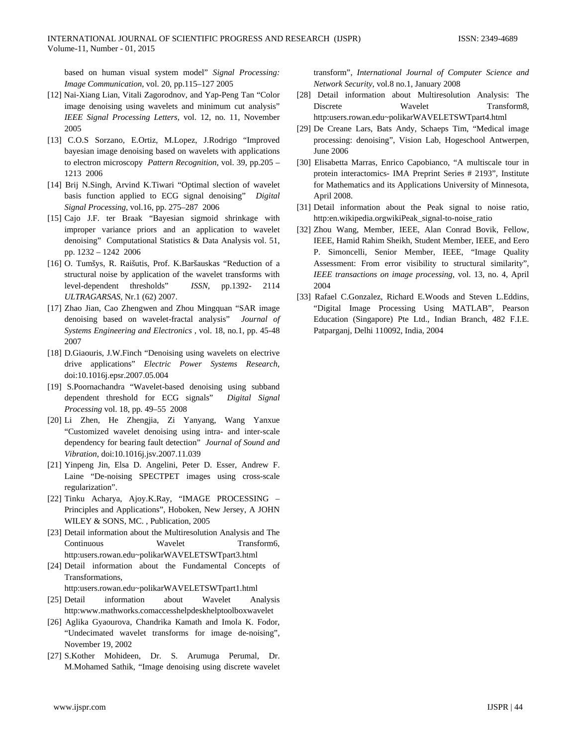based on human visual system model" *Signal Processing: Image Communication*, vol. 20, pp.115–127 2005

[12] Nai-Xiang Lian, Vitali Zagorodnov, and Yap-Peng Tan "Color image denoising using wavelets and minimum cut analysis" *IEEE Signal Processing Letters*, vol. 12, no. 11, November 2005

[13] C.O.S Sorzano, E.Ortiz, M.Lopez, J.Rodrigo "Improved bayesian image denoising based on wavelets with applications to electron microscopy *Pattern Recognition*, vol. 39, pp.205 – 1213 2006

[14] Brij N.Singh, Arvind K.Tiwari "Optimal slection of wavelet basis function applied to ECG signal denoising" *Digital Signal Processing*, vol.16, pp. 275–287 2006

[15] Cajo J.F. ter Braak "Bayesian sigmoid shrinkage with improper variance priors and an application to wavelet denoising" Computational Statistics & Data Analysis vol. 51, pp. 1232 – 1242 2006

[16] O. Tumšys, R. Raišutis, Prof. K.Baršauskas "Reduction of a structural noise by application of the wavelet transforms with level-dependent thresholds" *ISSN*, pp.1392- 2114 *ULTRAGARSAS*, Nr.1 (62) 2007.

[17] Zhao Jian, Cao Zhengwen and Zhou Mingquan "SAR image denoising based on wavelet-fractal analysis" *Journal of Systems Engineering and Electronics* , vol. 18, no.1, pp. 45-48 2007

[18] D.Giaouris, J.W.Finch "Denoising using wavelets on electrive drive applications" *Electric Power Systems Research*, doi:10.1016j.epsr.2007.05.004

[19] S.Poornachandra "Wavelet-based denoising using subband dependent threshold for ECG signals" *Digital Signal Processing* vol. 18, pp. 49–55 2008

[20] Li Zhen, He Zhengjia, Zi Yanyang, Wang Yanxue "Customized wavelet denoising using intra- and inter-scale dependency for bearing fault detection" *Journal of Sound and Vibration*, doi:10.1016j.jsv.2007.11.039

[21] Yinpeng Jin, Elsa D. Angelini, Peter D. Esser, Andrew F. Laine "De-noising SPECTPET images using cross-scale regularization".

[22] Tinku Acharya, Ajoy.K.Ray, "IMAGE PROCESSING – Principles and Applications", Hoboken, New Jersey, A JOHN WILEY & SONS, MC. , Publication, 2005

[23] Detail information about the Multiresolution Analysis and The Continuous Wavelet Transform6, http:users.rowan.edu~polikarWAVELETSWTpart3.html

[24] Detail information about the Fundamental Concepts of Transformations, http:users.rowan.edu~polikarWAVELETSWTpart1.html

[25] Detail information about Wavelet Analysis http:www.mathworks.comaccesshelpdeskhelptoolboxwavelet

[26] Aglika Gyaourova, Chandrika Kamath and Imola K. Fodor, "Undecimated wavelet transforms for image de-noising", November 19, 2002

[27] S.Kother Mohideen, Dr. S. Arumuga Perumal, Dr. M.Mohamed Sathik, "Image denoising using discrete wavelet transform", *International Journal of Computer Science and Network Security*, vol.8 no.1, January 2008

[28] Detail information about Multiresolution Analysis: The Discrete Wavelet Transform8, http:users.rowan.edu~polikarWAVELETSWTpart4.html

[29] De Creane Lars, Bats Andy, Schaeps Tim, "Medical image processing: denoising", Vision Lab, Hogeschool Antwerpen, June 2006

[30] Elisabetta Marras, Enrico Capobianco, "A multiscale tour in protein interactomics- IMA Preprint Series # 2193", Institute for Mathematics and its Applications University of Minnesota, April 2008.

[31] Detail information about the Peak signal to noise ratio, http:en.wikipedia.orgwikiPeak_signal-to-noise_ratio

[32] Zhou Wang, Member, IEEE, Alan Conrad Bovik, Fellow, IEEE, Hamid Rahim Sheikh, Student Member, IEEE, and Eero P. Simoncelli, Senior Member, IEEE, "Image Quality Assessment: From error visibility to structural similarity", *IEEE transactions on image processing*, vol. 13, no. 4, April 2004

[33] Rafael C.Gonzalez, Richard E.Woods and Steven L.Eddins, "Digital Image Processing Using MATLAB", Pearson Education (Singapore) Pte Ltd., Indian Branch, 482 F.I.E. Patparganj, Delhi 110092, India, 2004